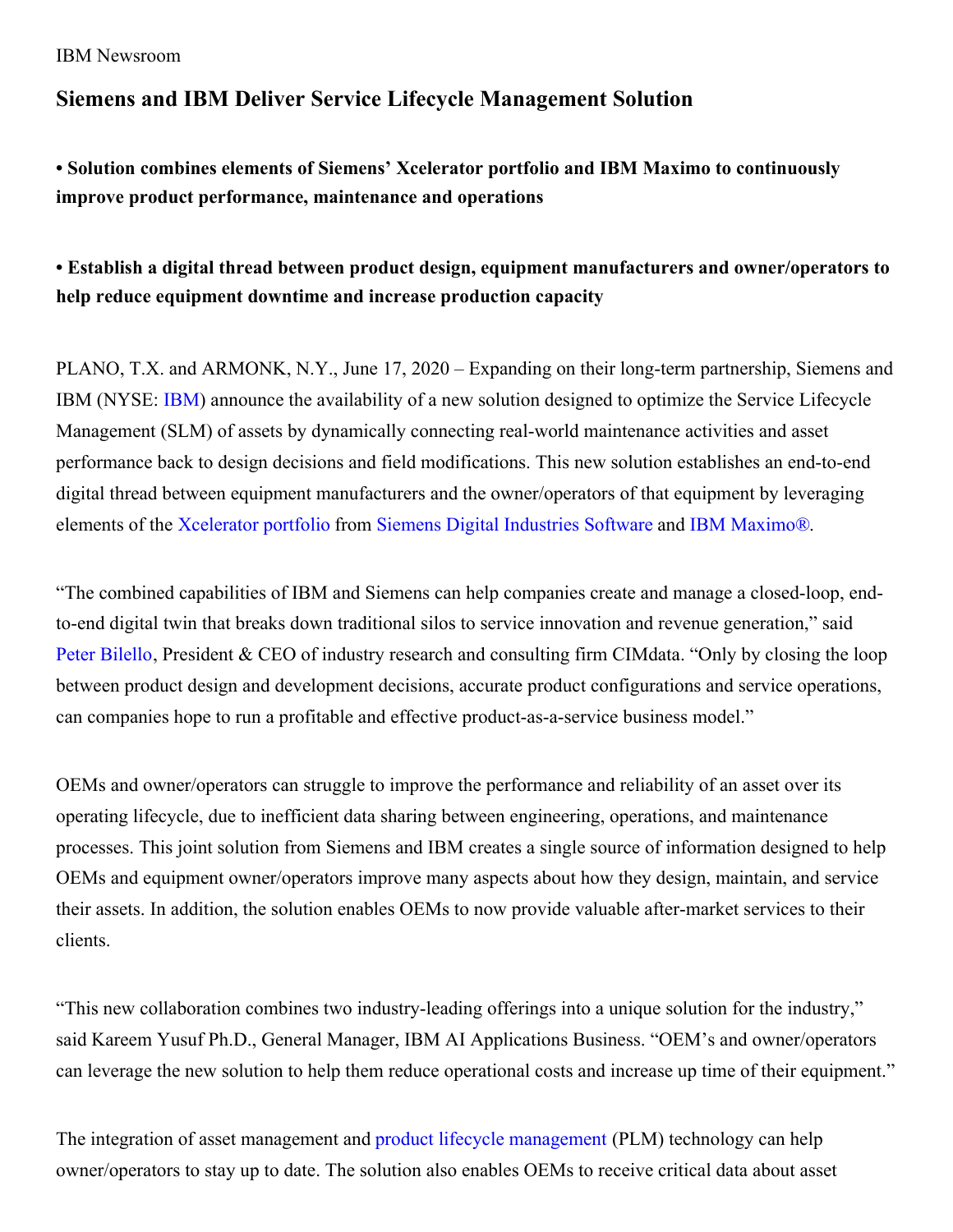IBM Newsroom

# Siemens and IBM Deliver Service Lifecycle Management Solution

**• Solution combines elements of Siemens' Xcelerator portfolio and IBM Maximo to continuously improve product performance, maintenance and operations**

**• Establish a digital thread between product design, equipment manufacturers and owner/operators to help reduce equipment downtime and increase production capacity**

PLANO, T.X. and ARMONK, N.Y., June 17, 2020 – Expanding on their long-term partnership, Siemens and IBM (NYSE: IBM) announce the availability of a new solution designed to optimize the Service Lifecycle Management (SLM) of assets by dynamically connecting real-world maintenance activities and asset performance back to design decisions and field modifications. This new solution establishes an end-to-end digital thread between equipment manufacturers and the owner/operators of that equipment by leveraging elements of the Xcelerator portfolio from Siemens Digital Industries Software and IBM Maximo®.

"The combined capabilities of IBM and Siemens can help companies create and manage a closed-loop, end-to-end digital twin that breaks down traditional silos to service innovation and revenue generation," said Peter Bilello, President & CEO of industry research and consulting firm CIMdata. "Only by closing the loop between product design and development decisions, accurate product configurations and service operations, can companies hope to run a profitable and effective product-as-a-service business model."

OEMs and owner/operators can struggle to improve the performance and reliability of an asset over its operating lifecycle, due to inefficient data sharing between engineering, operations, and maintenance processes. This joint solution from Siemens and IBM creates a single source of information designed to help OEMs and equipment owner/operators improve many aspects about how they design, maintain, and service their assets. In addition, the solution enables OEMs to now provide valuable after-market services to their clients.

"This new collaboration combines two industry-leading offerings into a unique solution for the industry," said Kareem Yusuf Ph.D., General Manager, IBM AI Applications Business. "OEM's and owner/operators can leverage the new solution to help them reduce operational costs and increase up time of their equipment."

The integration of asset management and product lifecycle management (PLM) technology can help owner/operators to stay up to date. The solution also enables OEMs to receive critical data about asset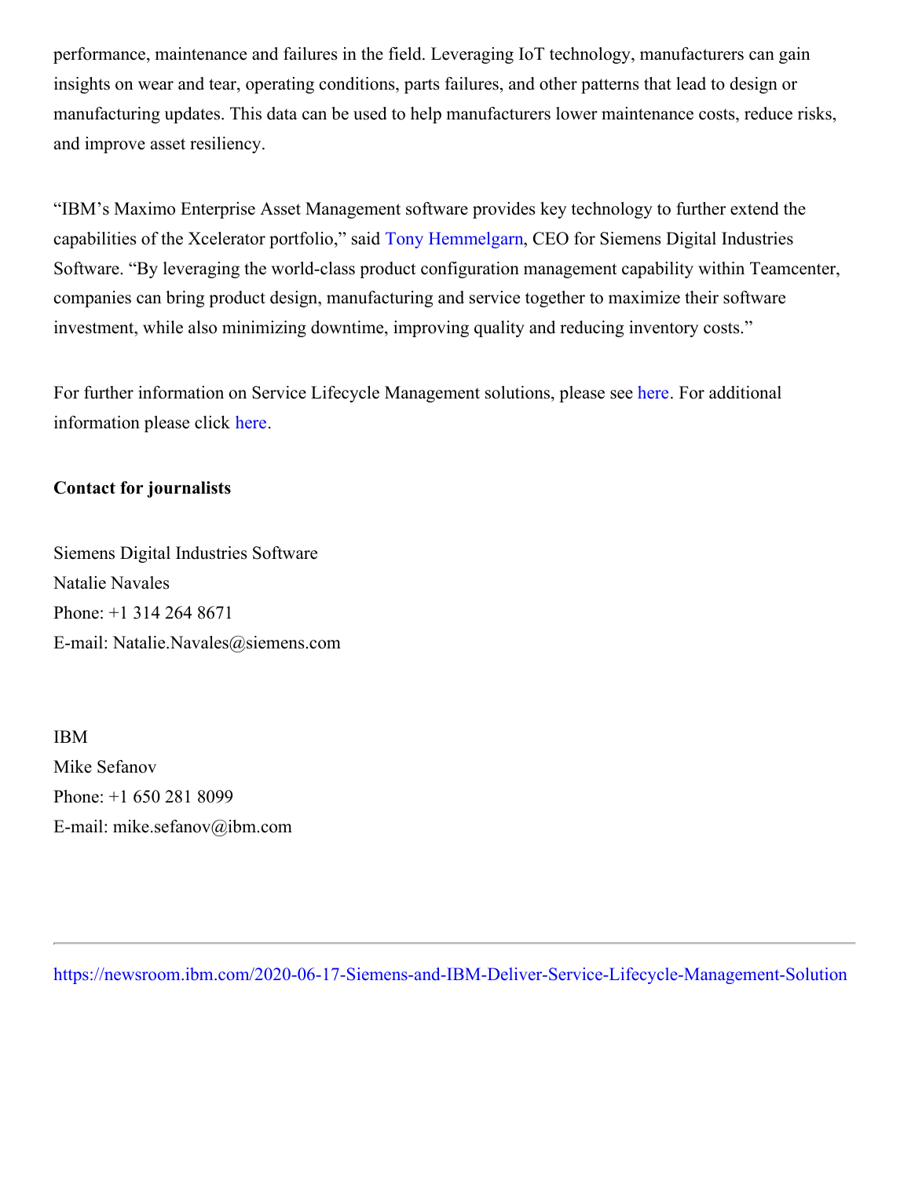performance, maintenance and failures in the field. Leveraging IoT technology, manufacturers can gain insights on wear and tear, operating conditions, parts failures, and other patterns that lead to design or manufacturing updates. This data can be used to help manufacturers lower maintenance costs, reduce risks, and improve asset resiliency.

"IBM's Maximo Enterprise Asset Management software provides key technology to further extend the capabilities of the Xcelerator portfolio," said Tony Hemmelgarn, CEO for Siemens Digital Industries Software. "By leveraging the world-class product configuration management capability within Teamcenter, companies can bring product design, manufacturing and service together to maximize their software investment, while also minimizing downtime, improving quality and reducing inventory costs."

For further information on Service Lifecycle Management solutions, please see here. For additional information please click here.

**Contact for journalists**

Siemens Digital Industries Software
Natalie Navales
Phone: +1 314 264 8671
E-mail: Natalie.Navales@siemens.com

IBM
Mike Sefanov
Phone: +1 650 281 8099
E-mail: mike.sefanov@ibm.com

---

https://newsroom.ibm.com/2020-06-17-Siemens-and-IBM-Deliver-Service-Lifecycle-Management-Solution